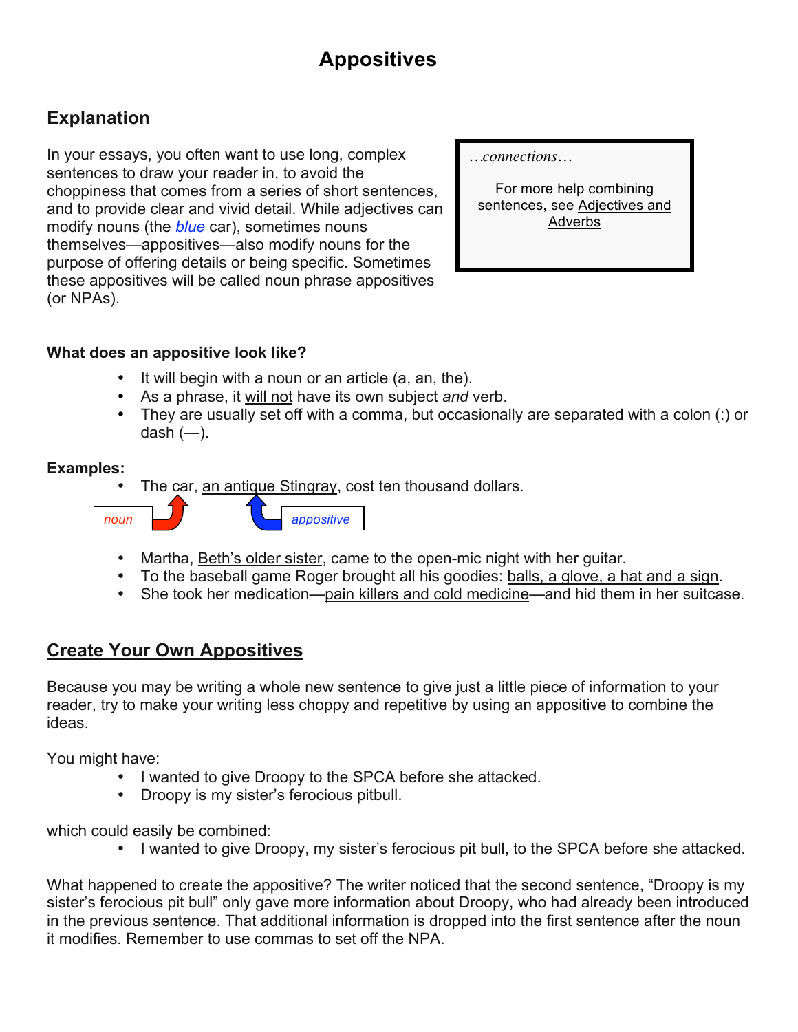# Appositives

## Explanation

In your essays, you often want to use long, complex sentences to draw your reader in, to avoid the choppiness that comes from a series of short sentences, and to provide clear and vivid detail. While adjectives can modify nouns (the *blue* car), sometimes nouns themselves—appositives—also modify nouns for the purpose of offering details or being specific. Sometimes these appositives will be called noun phrase appositives (or NPAs).

> *…connections…*
>
> For more help combining sentences, see Adjectives and Adverbs

### What does an appositive look like?

- It will begin with a noun or an article (a, an, the).
- As a phrase, it will not have its own subject *and* verb.
- They are usually set off with a comma, but occasionally are separated with a colon (:) or dash (—).

**Examples:**

- The car, an antique Stingray, cost ten thousand dollars.

  *noun* (The car) — *appositive* (an antique Stingray)

- Martha, Beth's older sister, came to the open-mic night with her guitar.
- To the baseball game Roger brought all his goodies: balls, a glove, a hat and a sign.
- She took her medication—pain killers and cold medicine—and hid them in her suitcase.

## Create Your Own Appositives

Because you may be writing a whole new sentence to give just a little piece of information to your reader, try to make your writing less choppy and repetitive by using an appositive to combine the ideas.

You might have:

- I wanted to give Droopy to the SPCA before she attacked.
- Droopy is my sister's ferocious pitbull.

which could easily be combined:

- I wanted to give Droopy, my sister's ferocious pit bull, to the SPCA before she attacked.

What happened to create the appositive? The writer noticed that the second sentence, "Droopy is my sister's ferocious pit bull" only gave more information about Droopy, who had already been introduced in the previous sentence. That additional information is dropped into the first sentence after the noun it modifies. Remember to use commas to set off the NPA.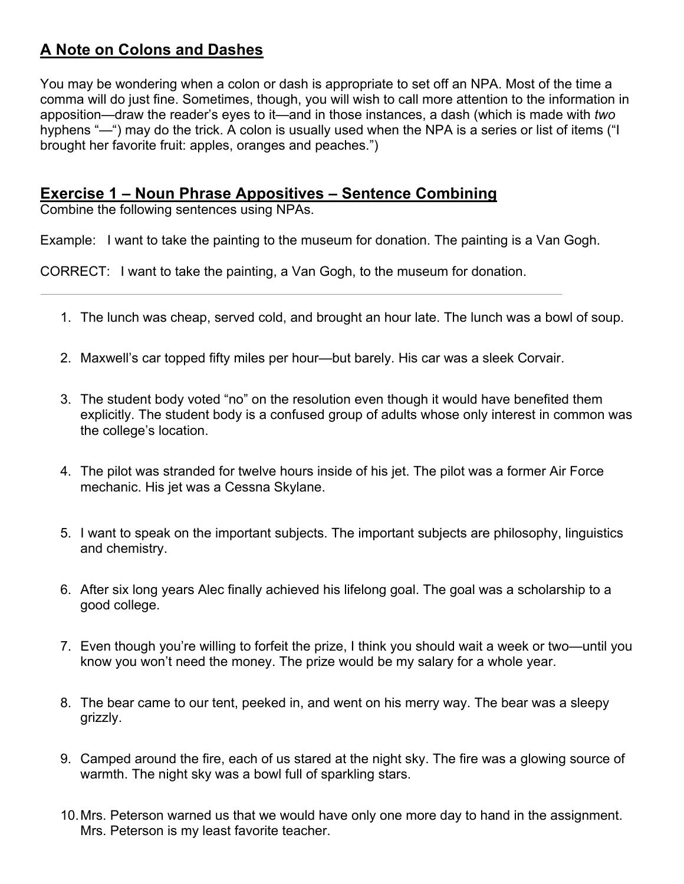## A Note on Colons and Dashes

You may be wondering when a colon or dash is appropriate to set off an NPA. Most of the time a comma will do just fine. Sometimes, though, you will wish to call more attention to the information in apposition—draw the reader's eyes to it—and in those instances, a dash (which is made with *two* hyphens "—") may do the trick. A colon is usually used when the NPA is a series or list of items ("I brought her favorite fruit: apples, oranges and peaches.")

## Exercise 1 – Noun Phrase Appositives – Sentence Combining

Combine the following sentences using NPAs.

Example: I want to take the painting to the museum for donation. The painting is a Van Gogh.

CORRECT: I want to take the painting, a Van Gogh, to the museum for donation.

---

1. The lunch was cheap, served cold, and brought an hour late. The lunch was a bowl of soup.

2. Maxwell's car topped fifty miles per hour—but barely. His car was a sleek Corvair.

3. The student body voted "no" on the resolution even though it would have benefited them explicitly. The student body is a confused group of adults whose only interest in common was the college's location.

4. The pilot was stranded for twelve hours inside of his jet. The pilot was a former Air Force mechanic. His jet was a Cessna Skylane.

5. I want to speak on the important subjects. The important subjects are philosophy, linguistics and chemistry.

6. After six long years Alec finally achieved his lifelong goal. The goal was a scholarship to a good college.

7. Even though you're willing to forfeit the prize, I think you should wait a week or two—until you know you won't need the money. The prize would be my salary for a whole year.

8. The bear came to our tent, peeked in, and went on his merry way. The bear was a sleepy grizzly.

9. Camped around the fire, each of us stared at the night sky. The fire was a glowing source of warmth. The night sky was a bowl full of sparkling stars.

10. Mrs. Peterson warned us that we would have only one more day to hand in the assignment. Mrs. Peterson is my least favorite teacher.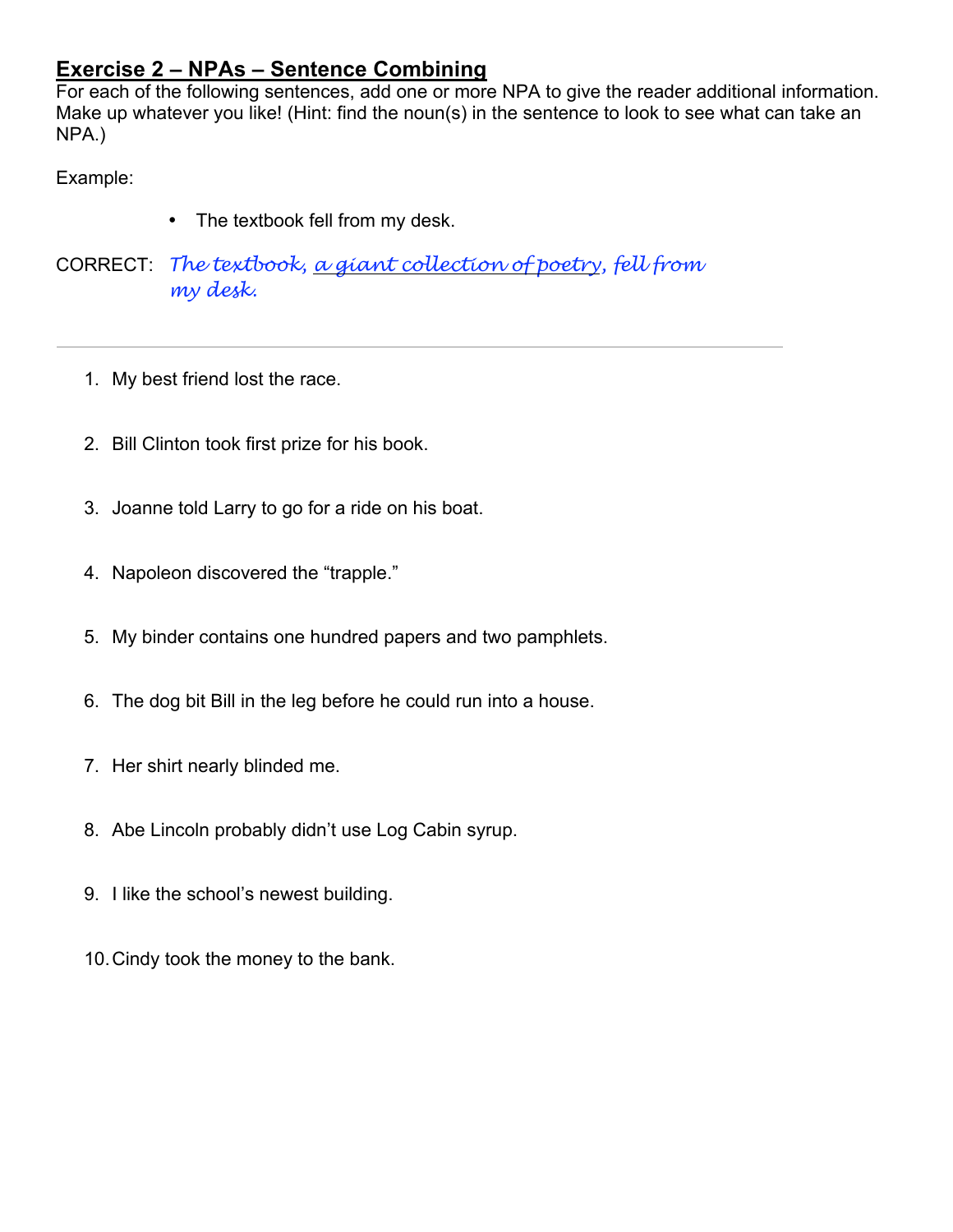## Exercise 2 – NPAs – Sentence Combining

For each of the following sentences, add one or more NPA to give the reader additional information. Make up whatever you like! (Hint: find the noun(s) in the sentence to look to see what can take an NPA.)

Example:

- The textbook fell from my desk.

CORRECT: *The textbook, a giant collection of poetry, fell from my desk.*

---

1. My best friend lost the race.
2. Bill Clinton took first prize for his book.
3. Joanne told Larry to go for a ride on his boat.
4. Napoleon discovered the "trapple."
5. My binder contains one hundred papers and two pamphlets.
6. The dog bit Bill in the leg before he could run into a house.
7. Her shirt nearly blinded me.
8. Abe Lincoln probably didn't use Log Cabin syrup.
9. I like the school's newest building.
10. Cindy took the money to the bank.